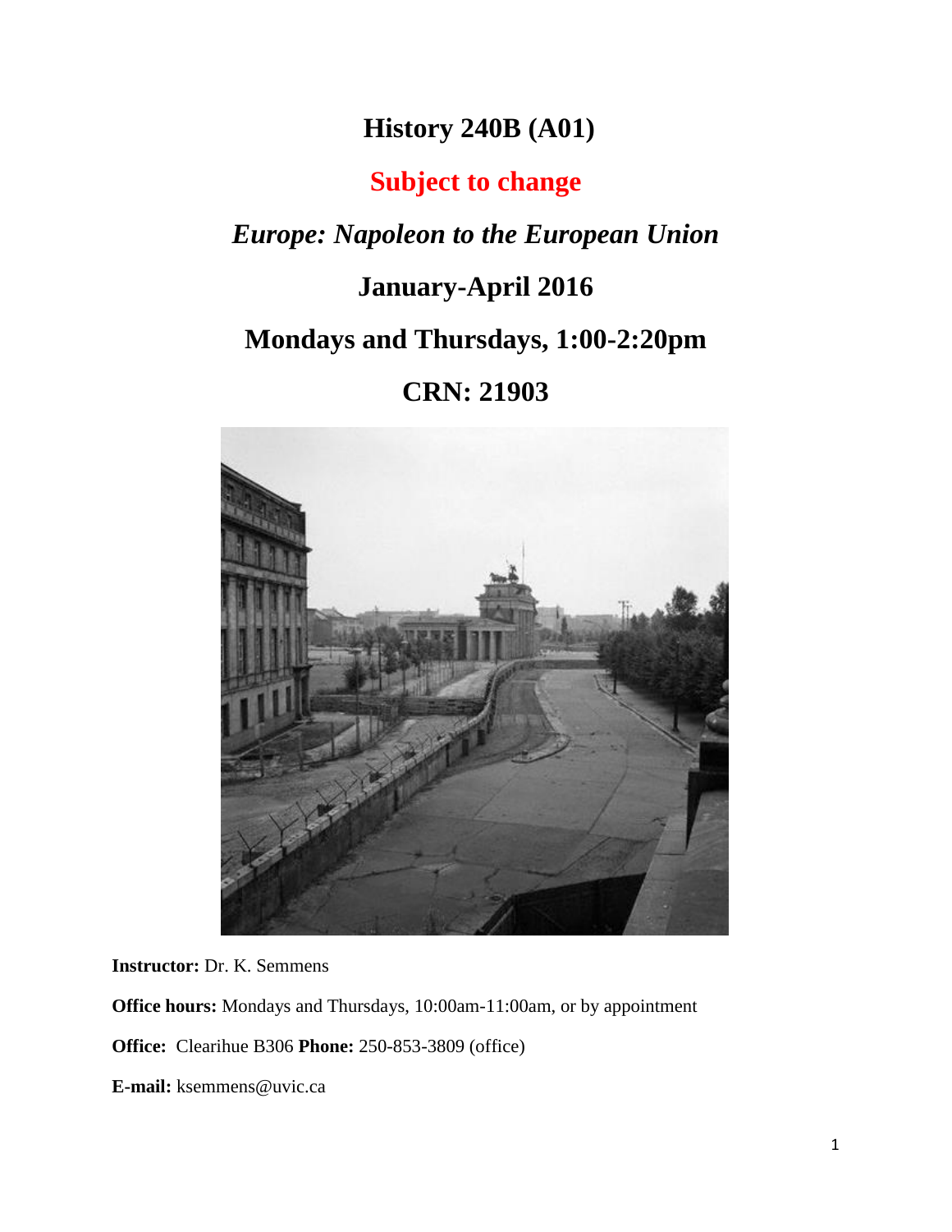# History 240B (A01)

## Subject to change

## *Europe: Napoleon to the European Union*

## January-April 2016

## Mondays and Thursdays, 1:00-2:20pm

## CRN: 21903

**Instructor:** Dr. K. Semmens

**Office hours:** Mondays and Thursdays, 10:00am-11:00am, or by appointment

**Office:** Clearihue B306 **Phone:** 250-853-3809 (office)

**E-mail:** ksemmens@uvic.ca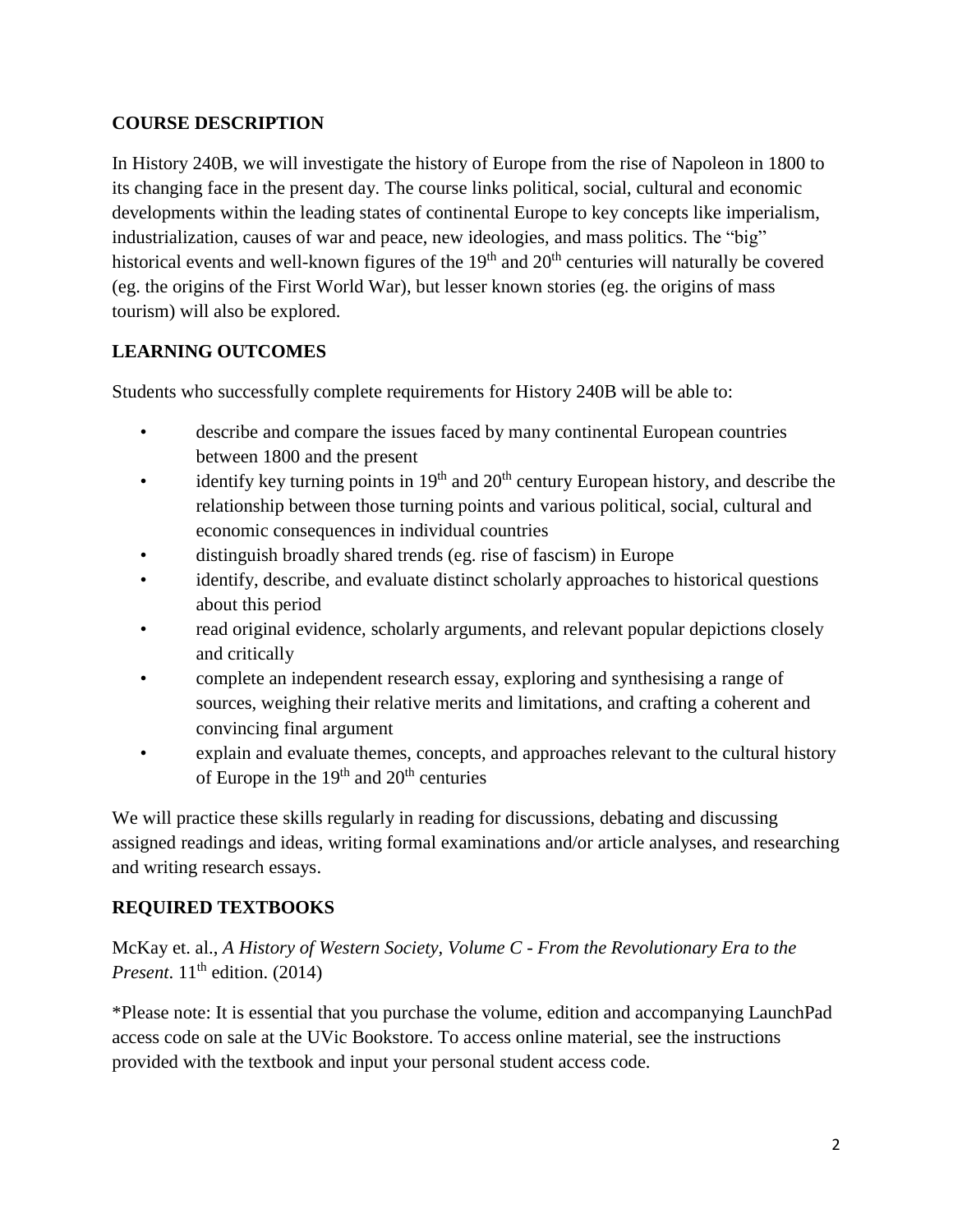## COURSE DESCRIPTION

In History 240B, we will investigate the history of Europe from the rise of Napoleon in 1800 to its changing face in the present day. The course links political, social, cultural and economic developments within the leading states of continental Europe to key concepts like imperialism, industrialization, causes of war and peace, new ideologies, and mass politics. The "big" historical events and well-known figures of the 19th and 20th centuries will naturally be covered (eg. the origins of the First World War), but lesser known stories (eg. the origins of mass tourism) will also be explored.

## LEARNING OUTCOMES

Students who successfully complete requirements for History 240B will be able to:

- describe and compare the issues faced by many continental European countries between 1800 and the present
- identify key turning points in 19th and 20th century European history, and describe the relationship between those turning points and various political, social, cultural and economic consequences in individual countries
- distinguish broadly shared trends (eg. rise of fascism) in Europe
- identify, describe, and evaluate distinct scholarly approaches to historical questions about this period
- read original evidence, scholarly arguments, and relevant popular depictions closely and critically
- complete an independent research essay, exploring and synthesising a range of sources, weighing their relative merits and limitations, and crafting a coherent and convincing final argument
- explain and evaluate themes, concepts, and approaches relevant to the cultural history of Europe in the 19th and 20th centuries

We will practice these skills regularly in reading for discussions, debating and discussing assigned readings and ideas, writing formal examinations and/or article analyses, and researching and writing research essays.

## REQUIRED TEXTBOOKS

McKay et. al., *A History of Western Society, Volume C - From the Revolutionary Era to the Present*. 11th edition. (2014)

*Please note: It is essential that you purchase the volume, edition and accompanying LaunchPad access code on sale at the UVic Bookstore. To access online material, see the instructions provided with the textbook and input your personal student access code.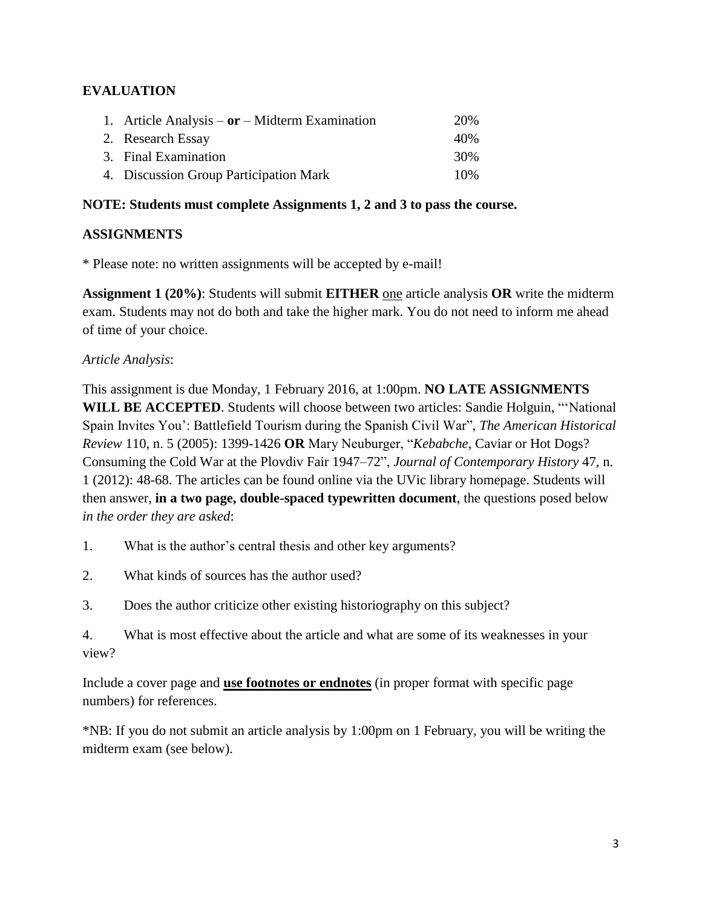## EVALUATION

| | |
|---|---|
| 1. Article Analysis – **or** – Midterm Examination | 20% |
| 2. Research Essay | 40% |
| 3. Final Examination | 30% |
| 4. Discussion Group Participation Mark | 10% |

**NOTE: Students must complete Assignments 1, 2 and 3 to pass the course.**

## ASSIGNMENTS

* Please note: no written assignments will be accepted by e-mail!

**Assignment 1 (20%)**: Students will submit **EITHER** one article analysis **OR** write the midterm exam. Students may not do both and take the higher mark. You do not need to inform me ahead of time of your choice.

*Article Analysis*:

This assignment is due Monday, 1 February 2016, at 1:00pm. **NO LATE ASSIGNMENTS WILL BE ACCEPTED**. Students will choose between two articles: Sandie Holguin, "'National Spain Invites You': Battlefield Tourism during the Spanish Civil War", *The American Historical Review* 110, n. 5 (2005): 1399-1426 **OR** Mary Neuburger, "*Kebabche*, Caviar or Hot Dogs? Consuming the Cold War at the Plovdiv Fair 1947–72", *Journal of Contemporary History* 47, n. 1 (2012): 48-68. The articles can be found online via the UVic library homepage. Students will then answer, **in a two page, double-spaced typewritten document**, the questions posed below *in the order they are asked*:

1. What is the author's central thesis and other key arguments?

2. What kinds of sources has the author used?

3. Does the author criticize other existing historiography on this subject?

4. What is most effective about the article and what are some of its weaknesses in your view?

Include a cover page and **use footnotes or endnotes** (in proper format with specific page numbers) for references.

*NB: If you do not submit an article analysis by 1:00pm on 1 February, you will be writing the midterm exam (see below).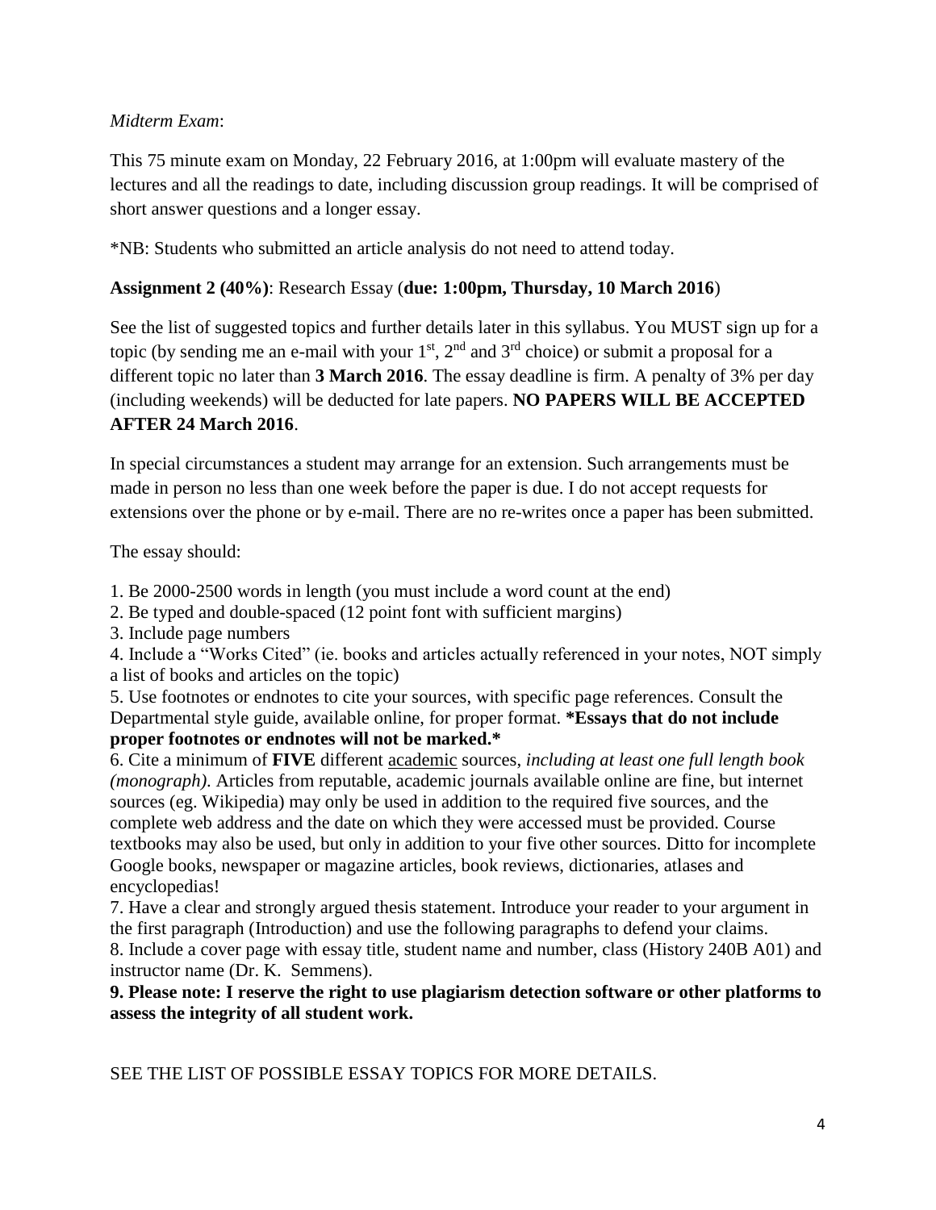*Midterm Exam*:

This 75 minute exam on Monday, 22 February 2016, at 1:00pm will evaluate mastery of the lectures and all the readings to date, including discussion group readings. It will be comprised of short answer questions and a longer essay.

*NB: Students who submitted an article analysis do not need to attend today.

**Assignment 2 (40%)**: Research Essay (**due: 1:00pm, Thursday, 10 March 2016**)

See the list of suggested topics and further details later in this syllabus. You MUST sign up for a topic (by sending me an e-mail with your 1st, 2nd and 3rd choice) or submit a proposal for a different topic no later than **3 March 2016**. The essay deadline is firm. A penalty of 3% per day (including weekends) will be deducted for late papers. **NO PAPERS WILL BE ACCEPTED AFTER 24 March 2016**.

In special circumstances a student may arrange for an extension. Such arrangements must be made in person no less than one week before the paper is due. I do not accept requests for extensions over the phone or by e-mail. There are no re-writes once a paper has been submitted.

The essay should:

1. Be 2000-2500 words in length (you must include a word count at the end)
2. Be typed and double-spaced (12 point font with sufficient margins)
3. Include page numbers
4. Include a "Works Cited" (ie. books and articles actually referenced in your notes, NOT simply a list of books and articles on the topic)
5. Use footnotes or endnotes to cite your sources, with specific page references. Consult the Departmental style guide, available online, for proper format. ***Essays that do not include proper footnotes or endnotes will not be marked.***
6. Cite a minimum of **FIVE** different <u>academic</u> sources, *including at least one full length book (monograph)*. Articles from reputable, academic journals available online are fine, but internet sources (eg. Wikipedia) may only be used in addition to the required five sources, and the complete web address and the date on which they were accessed must be provided. Course textbooks may also be used, but only in addition to your five other sources. Ditto for incomplete Google books, newspaper or magazine articles, book reviews, dictionaries, atlases and encyclopedias!
7. Have a clear and strongly argued thesis statement. Introduce your reader to your argument in the first paragraph (Introduction) and use the following paragraphs to defend your claims.
8. Include a cover page with essay title, student name and number, class (History 240B A01) and instructor name (Dr. K. Semmens).
9. **Please note: I reserve the right to use plagiarism detection software or other platforms to assess the integrity of all student work.**

SEE THE LIST OF POSSIBLE ESSAY TOPICS FOR MORE DETAILS.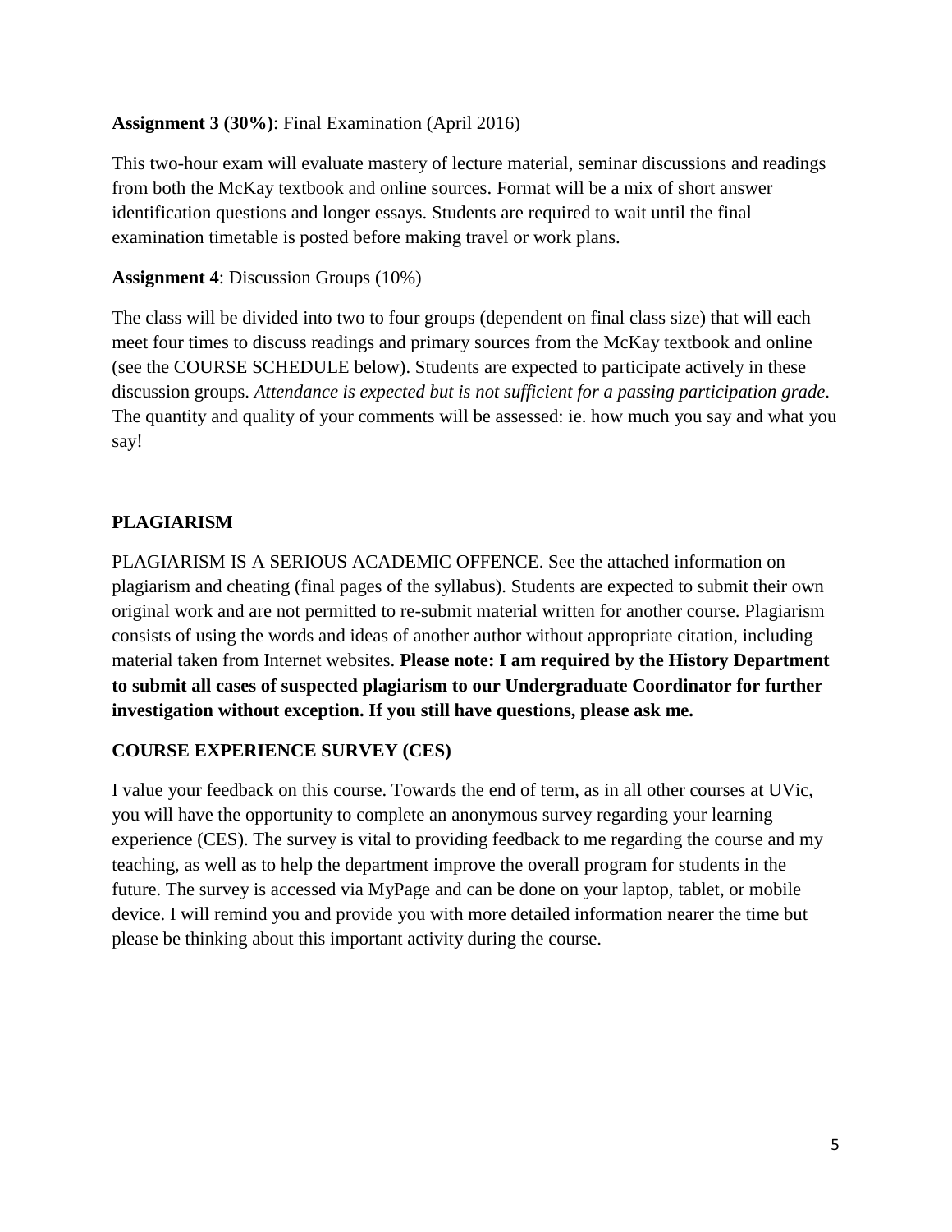**Assignment 3 (30%)**: Final Examination (April 2016)

This two-hour exam will evaluate mastery of lecture material, seminar discussions and readings from both the McKay textbook and online sources. Format will be a mix of short answer identification questions and longer essays. Students are required to wait until the final examination timetable is posted before making travel or work plans.

**Assignment 4**: Discussion Groups (10%)

The class will be divided into two to four groups (dependent on final class size) that will each meet four times to discuss readings and primary sources from the McKay textbook and online (see the COURSE SCHEDULE below). Students are expected to participate actively in these discussion groups. *Attendance is expected but is not sufficient for a passing participation grade*. The quantity and quality of your comments will be assessed: ie. how much you say and what you say!

## PLAGIARISM

PLAGIARISM IS A SERIOUS ACADEMIC OFFENCE. See the attached information on plagiarism and cheating (final pages of the syllabus). Students are expected to submit their own original work and are not permitted to re-submit material written for another course. Plagiarism consists of using the words and ideas of another author without appropriate citation, including material taken from Internet websites. **Please note: I am required by the History Department to submit all cases of suspected plagiarism to our Undergraduate Coordinator for further investigation without exception. If you still have questions, please ask me.**

## COURSE EXPERIENCE SURVEY (CES)

I value your feedback on this course. Towards the end of term, as in all other courses at UVic, you will have the opportunity to complete an anonymous survey regarding your learning experience (CES). The survey is vital to providing feedback to me regarding the course and my teaching, as well as to help the department improve the overall program for students in the future. The survey is accessed via MyPage and can be done on your laptop, tablet, or mobile device. I will remind you and provide you with more detailed information nearer the time but please be thinking about this important activity during the course.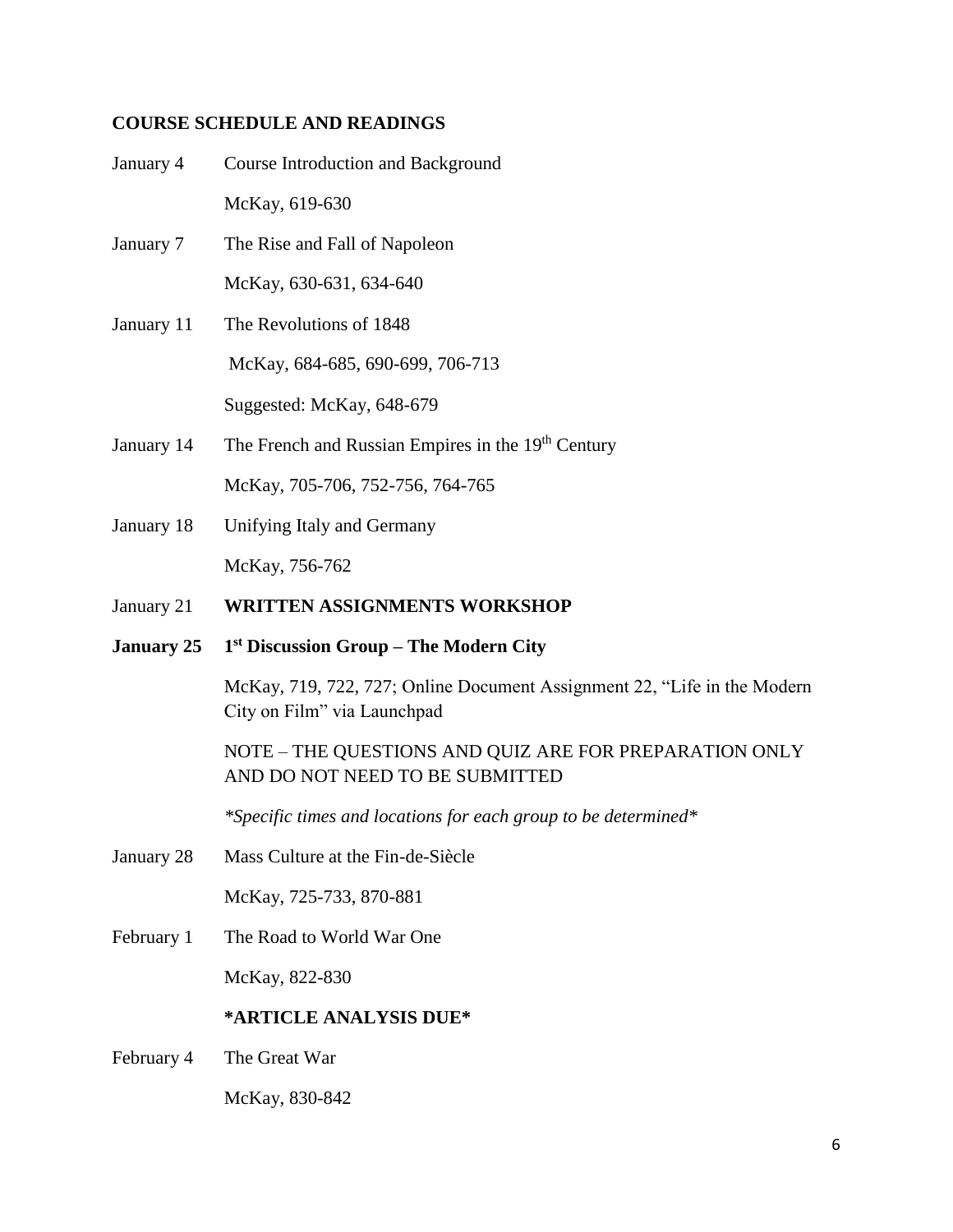**COURSE SCHEDULE AND READINGS**

January 4 Course Introduction and Background

McKay, 619-630

January 7 The Rise and Fall of Napoleon

McKay, 630-631, 634-640

January 11 The Revolutions of 1848

McKay, 684-685, 690-699, 706-713

Suggested: McKay, 648-679

January 14 The French and Russian Empires in the 19th Century

McKay, 705-706, 752-756, 764-765

January 18 Unifying Italy and Germany

McKay, 756-762

January 21 **WRITTEN ASSIGNMENTS WORKSHOP**

**January 25 1st Discussion Group – The Modern City**

McKay, 719, 722, 727; Online Document Assignment 22, "Life in the Modern City on Film" via Launchpad

NOTE – THE QUESTIONS AND QUIZ ARE FOR PREPARATION ONLY AND DO NOT NEED TO BE SUBMITTED

*\*Specific times and locations for each group to be determined\**

January 28 Mass Culture at the Fin-de-Siècle

McKay, 725-733, 870-881

February 1 The Road to World War One

McKay, 822-830

**\*ARTICLE ANALYSIS DUE\***

February 4 The Great War

McKay, 830-842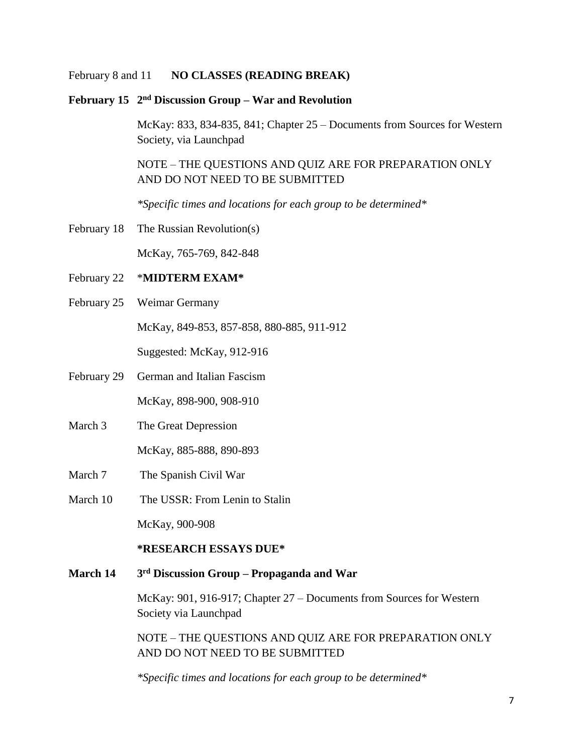February 8 and 11 **NO CLASSES (READING BREAK)**

**February 15 2nd Discussion Group – War and Revolution**

McKay: 833, 834-835, 841; Chapter 25 – Documents from Sources for Western Society, via Launchpad

NOTE – THE QUESTIONS AND QUIZ ARE FOR PREPARATION ONLY AND DO NOT NEED TO BE SUBMITTED

*\*Specific times and locations for each group to be determined\**

February 18 The Russian Revolution(s)

McKay, 765-769, 842-848

February 22 \***MIDTERM EXAM\***

February 25 Weimar Germany

McKay, 849-853, 857-858, 880-885, 911-912

Suggested: McKay, 912-916

February 29 German and Italian Fascism

McKay, 898-900, 908-910

March 3 The Great Depression

McKay, 885-888, 890-893

March 7 The Spanish Civil War

March 10 The USSR: From Lenin to Stalin

McKay, 900-908

**\*RESEARCH ESSAYS DUE\***

**March 14 3rd Discussion Group – Propaganda and War**

McKay: 901, 916-917; Chapter 27 – Documents from Sources for Western Society via Launchpad

NOTE – THE QUESTIONS AND QUIZ ARE FOR PREPARATION ONLY AND DO NOT NEED TO BE SUBMITTED

*\*Specific times and locations for each group to be determined\**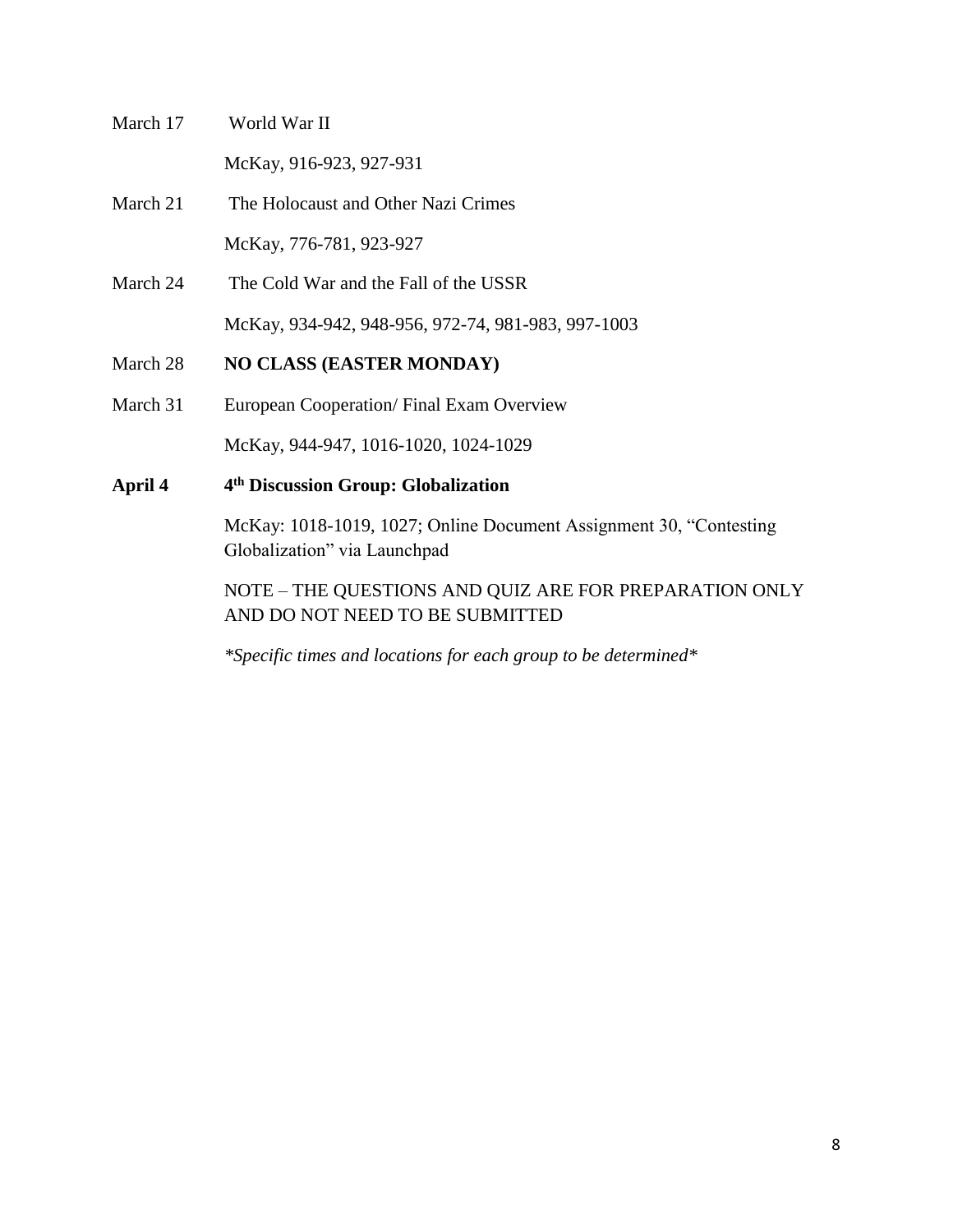March 17 World War II

McKay, 916-923, 927-931

March 21 The Holocaust and Other Nazi Crimes

McKay, 776-781, 923-927

March 24 The Cold War and the Fall of the USSR

McKay, 934-942, 948-956, 972-74, 981-983, 997-1003

March 28 **NO CLASS (EASTER MONDAY)**

March 31 European Cooperation/ Final Exam Overview

McKay, 944-947, 1016-1020, 1024-1029

**April 4** **4th Discussion Group: Globalization**

McKay: 1018-1019, 1027; Online Document Assignment 30, "Contesting Globalization" via Launchpad

NOTE – THE QUESTIONS AND QUIZ ARE FOR PREPARATION ONLY AND DO NOT NEED TO BE SUBMITTED

*\*Specific times and locations for each group to be determined\**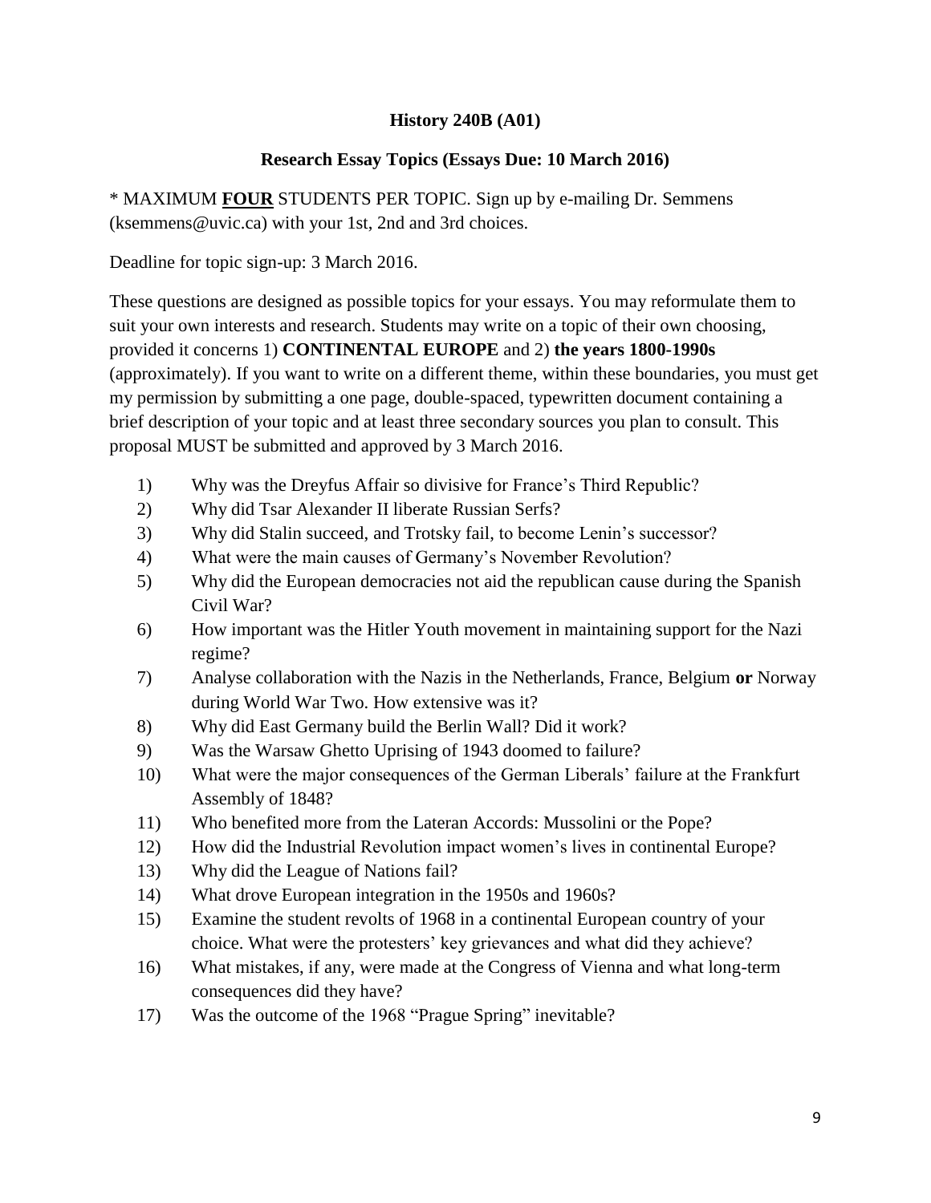**History 240B (A01)**

**Research Essay Topics (Essays Due: 10 March 2016)**

* MAXIMUM **FOUR** STUDENTS PER TOPIC. Sign up by e-mailing Dr. Semmens (ksemmens@uvic.ca) with your 1st, 2nd and 3rd choices.

Deadline for topic sign-up: 3 March 2016.

These questions are designed as possible topics for your essays. You may reformulate them to suit your own interests and research. Students may write on a topic of their own choosing, provided it concerns 1) **CONTINENTAL EUROPE** and 2) **the years 1800-1990s** (approximately). If you want to write on a different theme, within these boundaries, you must get my permission by submitting a one page, double-spaced, typewritten document containing a brief description of your topic and at least three secondary sources you plan to consult. This proposal MUST be submitted and approved by 3 March 2016.

1) Why was the Dreyfus Affair so divisive for France's Third Republic?
2) Why did Tsar Alexander II liberate Russian Serfs?
3) Why did Stalin succeed, and Trotsky fail, to become Lenin's successor?
4) What were the main causes of Germany's November Revolution?
5) Why did the European democracies not aid the republican cause during the Spanish Civil War?
6) How important was the Hitler Youth movement in maintaining support for the Nazi regime?
7) Analyse collaboration with the Nazis in the Netherlands, France, Belgium **or** Norway during World War Two. How extensive was it?
8) Why did East Germany build the Berlin Wall? Did it work?
9) Was the Warsaw Ghetto Uprising of 1943 doomed to failure?
10) What were the major consequences of the German Liberals' failure at the Frankfurt Assembly of 1848?
11) Who benefited more from the Lateran Accords: Mussolini or the Pope?
12) How did the Industrial Revolution impact women's lives in continental Europe?
13) Why did the League of Nations fail?
14) What drove European integration in the 1950s and 1960s?
15) Examine the student revolts of 1968 in a continental European country of your choice. What were the protesters' key grievances and what did they achieve?
16) What mistakes, if any, were made at the Congress of Vienna and what long-term consequences did they have?
17) Was the outcome of the 1968 "Prague Spring" inevitable?